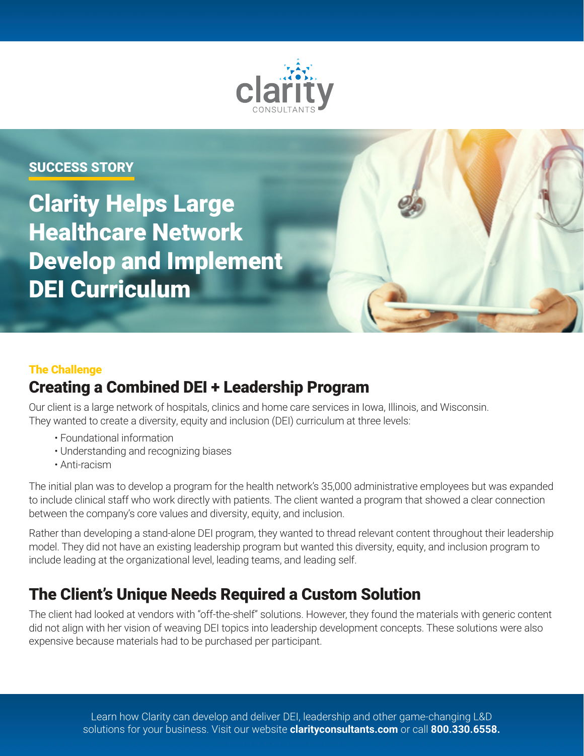clarity
CONSULTANTS

SUCCESS STORY

# Clarity Helps Large Healthcare Network Develop and Implement DEI Curriculum

The Challenge

## Creating a Combined DEI + Leadership Program

Our client is a large network of hospitals, clinics and home care services in Iowa, Illinois, and Wisconsin. They wanted to create a diversity, equity and inclusion (DEI) curriculum at three levels:

- Foundational information
- Understanding and recognizing biases
- Anti-racism

The initial plan was to develop a program for the health network's 35,000 administrative employees but was expanded to include clinical staff who work directly with patients. The client wanted a program that showed a clear connection between the company's core values and diversity, equity, and inclusion.

Rather than developing a stand-alone DEI program, they wanted to thread relevant content throughout their leadership model. They did not have an existing leadership program but wanted this diversity, equity, and inclusion program to include leading at the organizational level, leading teams, and leading self.

## The Client's Unique Needs Required a Custom Solution

The client had looked at vendors with "off-the-shelf" solutions. However, they found the materials with generic content did not align with her vision of weaving DEI topics into leadership development concepts. These solutions were also expensive because materials had to be purchased per participant.

Learn how Clarity can develop and deliver DEI, leadership and other game-changing L&D solutions for your business. Visit our website **clarityconsultants.com** or call **800.330.6558.**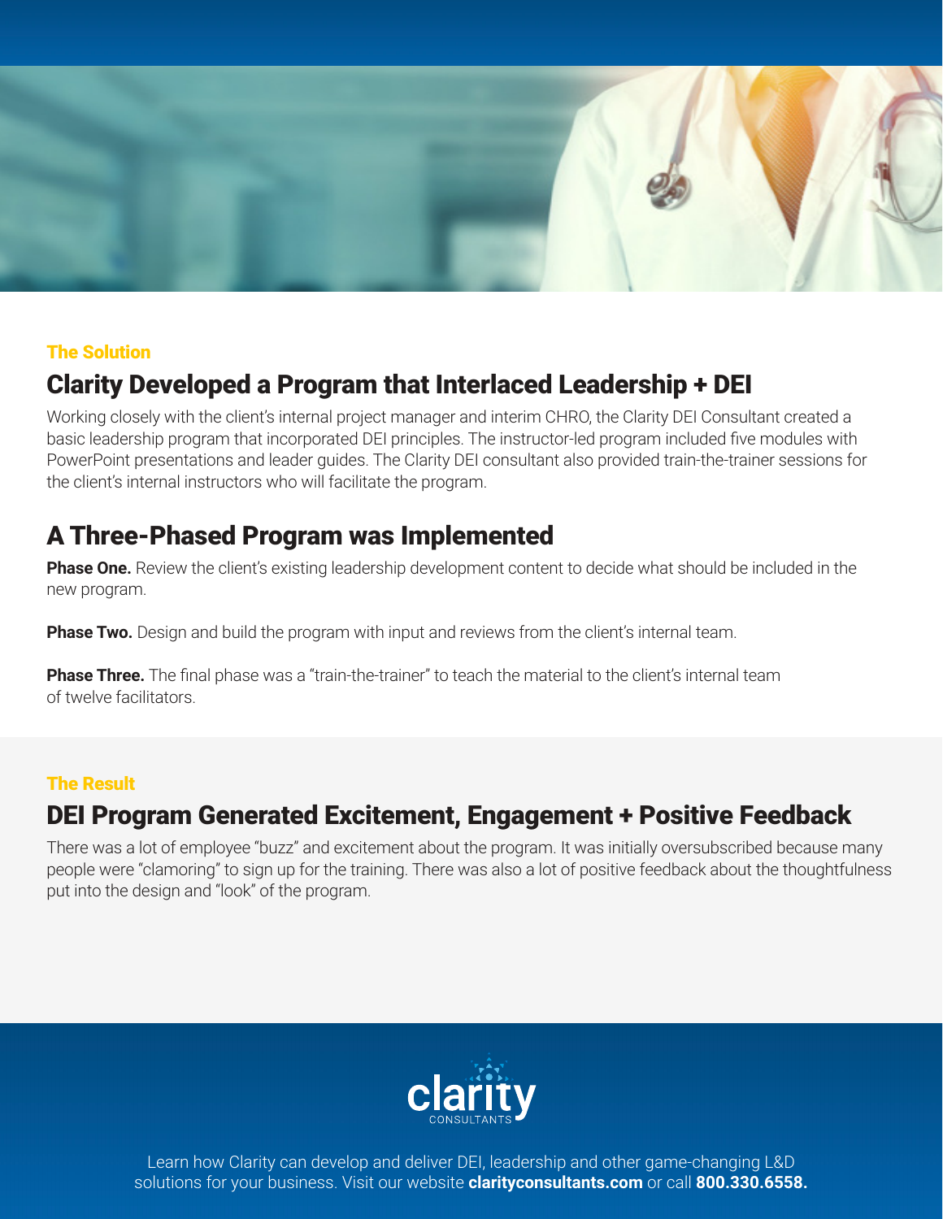### The Solution

## Clarity Developed a Program that Interlaced Leadership + DEI

Working closely with the client's internal project manager and interim CHRO, the Clarity DEI Consultant created a basic leadership program that incorporated DEI principles. The instructor-led program included five modules with PowerPoint presentations and leader guides. The Clarity DEI consultant also provided train-the-trainer sessions for the client's internal instructors who will facilitate the program.

## A Three-Phased Program was Implemented

**Phase One.** Review the client's existing leadership development content to decide what should be included in the new program.

**Phase Two.** Design and build the program with input and reviews from the client's internal team.

**Phase Three.** The final phase was a "train-the-trainer" to teach the material to the client's internal team of twelve facilitators.

### The Result

## DEI Program Generated Excitement, Engagement + Positive Feedback

There was a lot of employee "buzz" and excitement about the program. It was initially oversubscribed because many people were "clamoring" to sign up for the training. There was also a lot of positive feedback about the thoughtfulness put into the design and "look" of the program.

clarity CONSULTANTS

Learn how Clarity can develop and deliver DEI, leadership and other game-changing L&D solutions for your business. Visit our website **clarityconsultants.com** or call **800.330.6558.**